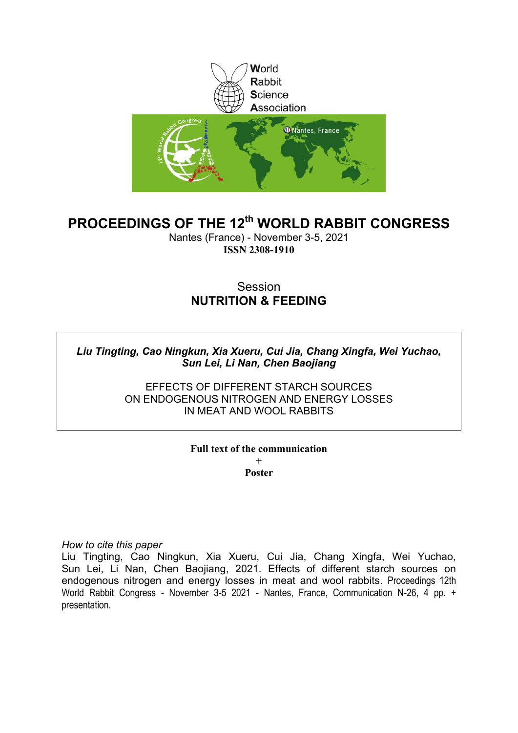World
Rabbit
Science
Association

# PROCEEDINGS OF THE 12th WORLD RABBIT CONGRESS

Nantes (France) - November 3-5, 2021

**ISSN 2308-1910**

Session

## NUTRITION & FEEDING

***Liu Tingting, Cao Ningkun, Xia Xueru, Cui Jia, Chang Xingfa, Wei Yuchao, Sun Lei, Li Nan, Chen Baojiang***

EFFECTS OF DIFFERENT STARCH SOURCES ON ENDOGENOUS NITROGEN AND ENERGY LOSSES IN MEAT AND WOOL RABBITS

**Full text of the communication**

**+**

**Poster**

*How to cite this paper*

Liu Tingting, Cao Ningkun, Xia Xueru, Cui Jia, Chang Xingfa, Wei Yuchao, Sun Lei, Li Nan, Chen Baojiang, 2021. Effects of different starch sources on endogenous nitrogen and energy losses in meat and wool rabbits. Proceedings 12th World Rabbit Congress - November 3-5 2021 - Nantes, France, Communication N-26, 4 pp. + presentation.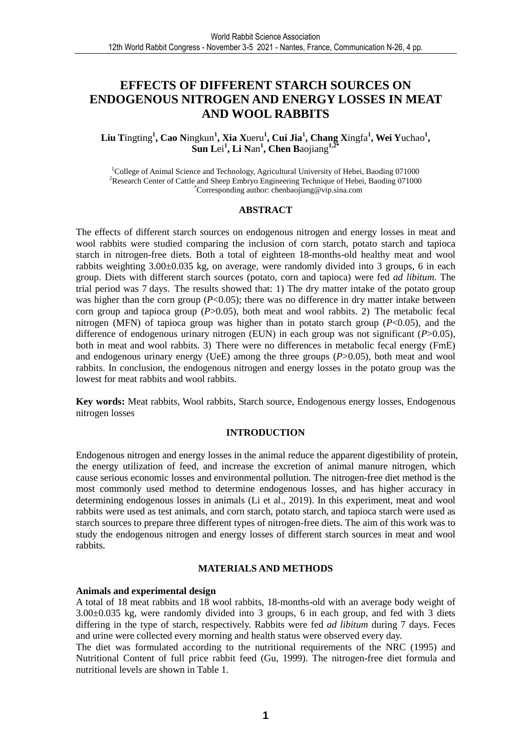# EFFECTS OF DIFFERENT STARCH SOURCES ON ENDOGENOUS NITROGEN AND ENERGY LOSSES IN MEAT AND WOOL RABBITS

**Liu Tingting[1], Cao Ningkun[1], Xia Xueru[1], Cui Jia[1], Chang Xingfa[1], Wei Yuchao[1], Sun Lei[1], Li Nan[1], Chen Baojiang[1,2*]**

[1]College of Animal Science and Technology, Agricultural University of Hebei, Baoding 071000
[2]Research Center of Cattle and Sheep Embryo Engineering Technique of Hebei, Baoding 071000
[*]Corresponding author: chenbaojiang@vip.sina.com

## ABSTRACT

The effects of different starch sources on endogenous nitrogen and energy losses in meat and wool rabbits were studied comparing the inclusion of corn starch, potato starch and tapioca starch in nitrogen-free diets. Both a total of eighteen 18-months-old healthy meat and wool rabbits weighting 3.00±0.035 kg, on average, were randomly divided into 3 groups, 6 in each group. Diets with different starch sources (potato, corn and tapioca) were fed *ad libitum*. The trial period was 7 days. The results showed that: 1) The dry matter intake of the potato group was higher than the corn group ($P$<0.05); there was no difference in dry matter intake between corn group and tapioca group ($P$>0.05), both meat and wool rabbits. 2) The metabolic fecal nitrogen (MFN) of tapioca group was higher than in potato starch group ($P$<0.05), and the difference of endogenous urinary nitrogen (EUN) in each group was not significant ($P$>0.05), both in meat and wool rabbits. 3) There were no differences in metabolic fecal energy (FmE) and endogenous urinary energy (UeE) among the three groups ($P$>0.05), both meat and wool rabbits. In conclusion, the endogenous nitrogen and energy losses in the potato group was the lowest for meat rabbits and wool rabbits.

**Key words:** Meat rabbits, Wool rabbits, Starch source, Endogenous energy losses, Endogenous nitrogen losses

## INTRODUCTION

Endogenous nitrogen and energy losses in the animal reduce the apparent digestibility of protein, the energy utilization of feed, and increase the excretion of animal manure nitrogen, which cause serious economic losses and environmental pollution. The nitrogen-free diet method is the most commonly used method to determine endogenous losses, and has higher accuracy in determining endogenous losses in animals (Li et al., 2019). In this experiment, meat and wool rabbits were used as test animals, and corn starch, potato starch, and tapioca starch were used as starch sources to prepare three different types of nitrogen-free diets. The aim of this work was to study the endogenous nitrogen and energy losses of different starch sources in meat and wool rabbits.

## MATERIALS AND METHODS

### Animals and experimental design

A total of 18 meat rabbits and 18 wool rabbits, 18-months-old with an average body weight of 3.00±0.035 kg, were randomly divided into 3 groups, 6 in each group, and fed with 3 diets differing in the type of starch, respectively. Rabbits were fed *ad libitum* during 7 days. Feces and urine were collected every morning and health status were observed every day.

The diet was formulated according to the nutritional requirements of the NRC (1995) and Nutritional Content of full price rabbit feed (Gu, 1999). The nitrogen-free diet formula and nutritional levels are shown in Table 1.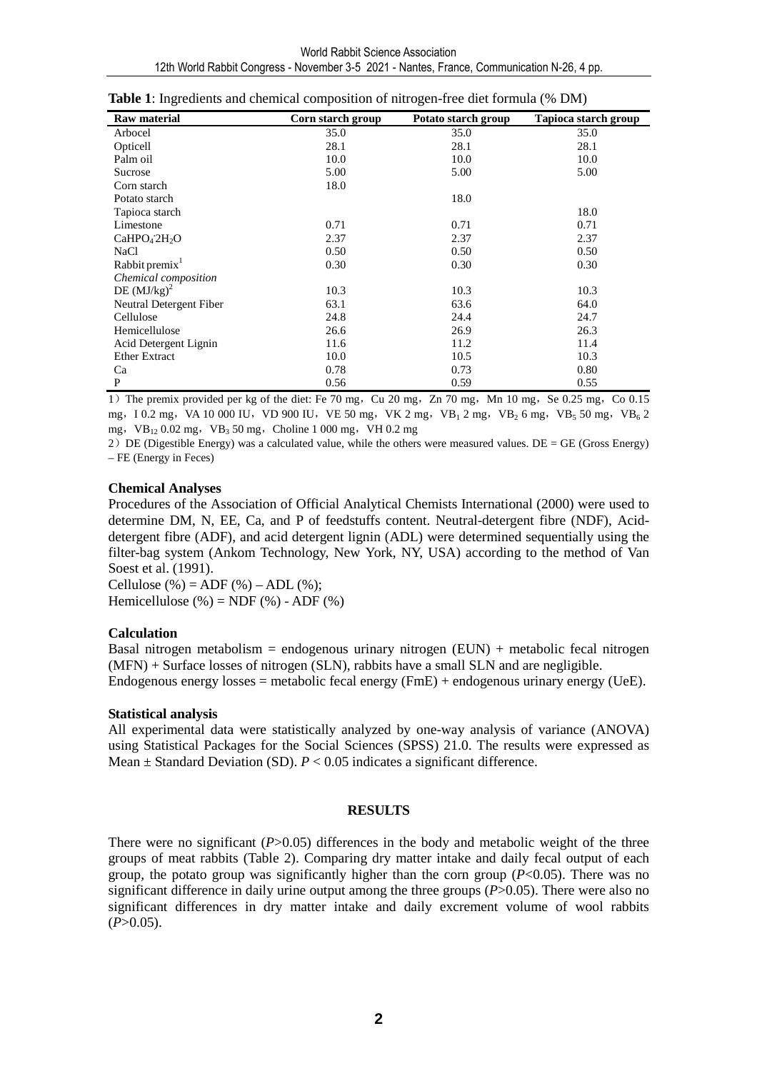**Table 1**: Ingredients and chemical composition of nitrogen-free diet formula (% DM)

| Raw material | Corn starch group | Potato starch group | Tapioca starch group |
|---|---|---|---|
| Arbocel | 35.0 | 35.0 | 35.0 |
| Opticell | 28.1 | 28.1 | 28.1 |
| Palm oil | 10.0 | 10.0 | 10.0 |
| Sucrose | 5.00 | 5.00 | 5.00 |
| Corn starch | 18.0 | | |
| Potato starch | | 18.0 | |
| Tapioca starch | | | 18.0 |
| Limestone | 0.71 | 0.71 | 0.71 |
| $CaHPO_4 \cdot 2H_2O$ | 2.37 | 2.37 | 2.37 |
| NaCl | 0.50 | 0.50 | 0.50 |
| Rabbit premix[1] | 0.30 | 0.30 | 0.30 |
| *Chemical composition* | | | |
| DE (MJ/kg)[2] | 10.3 | 10.3 | 10.3 |
| Neutral Detergent Fiber | 63.1 | 63.6 | 64.0 |
| Cellulose | 24.8 | 24.4 | 24.7 |
| Hemicellulose | 26.6 | 26.9 | 26.3 |
| Acid Detergent Lignin | 11.6 | 11.2 | 11.4 |
| Ether Extract | 10.0 | 10.5 | 10.3 |
| Ca | 0.78 | 0.73 | 0.80 |
| P | 0.56 | 0.59 | 0.55 |

1）The premix provided per kg of the diet: Fe 70 mg，Cu 20 mg，Zn 70 mg，Mn 10 mg，Se 0.25 mg，Co 0.15 mg，I 0.2 mg，VA 10 000 IU，VD 900 IU，VE 50 mg，VK 2 mg，$VB_1$ 2 mg，$VB_2$ 6 mg，$VB_5$ 50 mg，$VB_6$ 2 mg，$VB_{12}$ 0.02 mg，$VB_3$ 50 mg，Choline 1 000 mg，VH 0.2 mg

2）DE (Digestible Energy) was a calculated value, while the others were measured values. DE = GE (Gross Energy) – FE (Energy in Feces)

**Chemical Analyses**

Procedures of the Association of Official Analytical Chemists International (2000) were used to determine DM, N, EE, Ca, and P of feedstuffs content. Neutral-detergent fibre (NDF), Acid-detergent fibre (ADF), and acid detergent lignin (ADL) were determined sequentially using the filter-bag system (Ankom Technology, New York, NY, USA) according to the method of Van Soest et al. (1991).

Cellulose (%) = ADF (%) – ADL (%);

Hemicellulose (%) = NDF (%) - ADF (%)

**Calculation**

Basal nitrogen metabolism = endogenous urinary nitrogen (EUN) + metabolic fecal nitrogen (MFN) + Surface losses of nitrogen (SLN), rabbits have a small SLN and are negligible.

Endogenous energy losses = metabolic fecal energy (FmE) + endogenous urinary energy (UeE).

**Statistical analysis**

All experimental data were statistically analyzed by one-way analysis of variance (ANOVA) using Statistical Packages for the Social Sciences (SPSS) 21.0. The results were expressed as Mean ± Standard Deviation (SD). $P < 0.05$ indicates a significant difference.

## RESULTS

There were no significant ($P$>0.05) differences in the body and metabolic weight of the three groups of meat rabbits (Table 2). Comparing dry matter intake and daily fecal output of each group, the potato group was significantly higher than the corn group ($P$<0.05). There was no significant difference in daily urine output among the three groups ($P$>0.05). There were also no significant differences in dry matter intake and daily excrement volume of wool rabbits ($P$>0.05).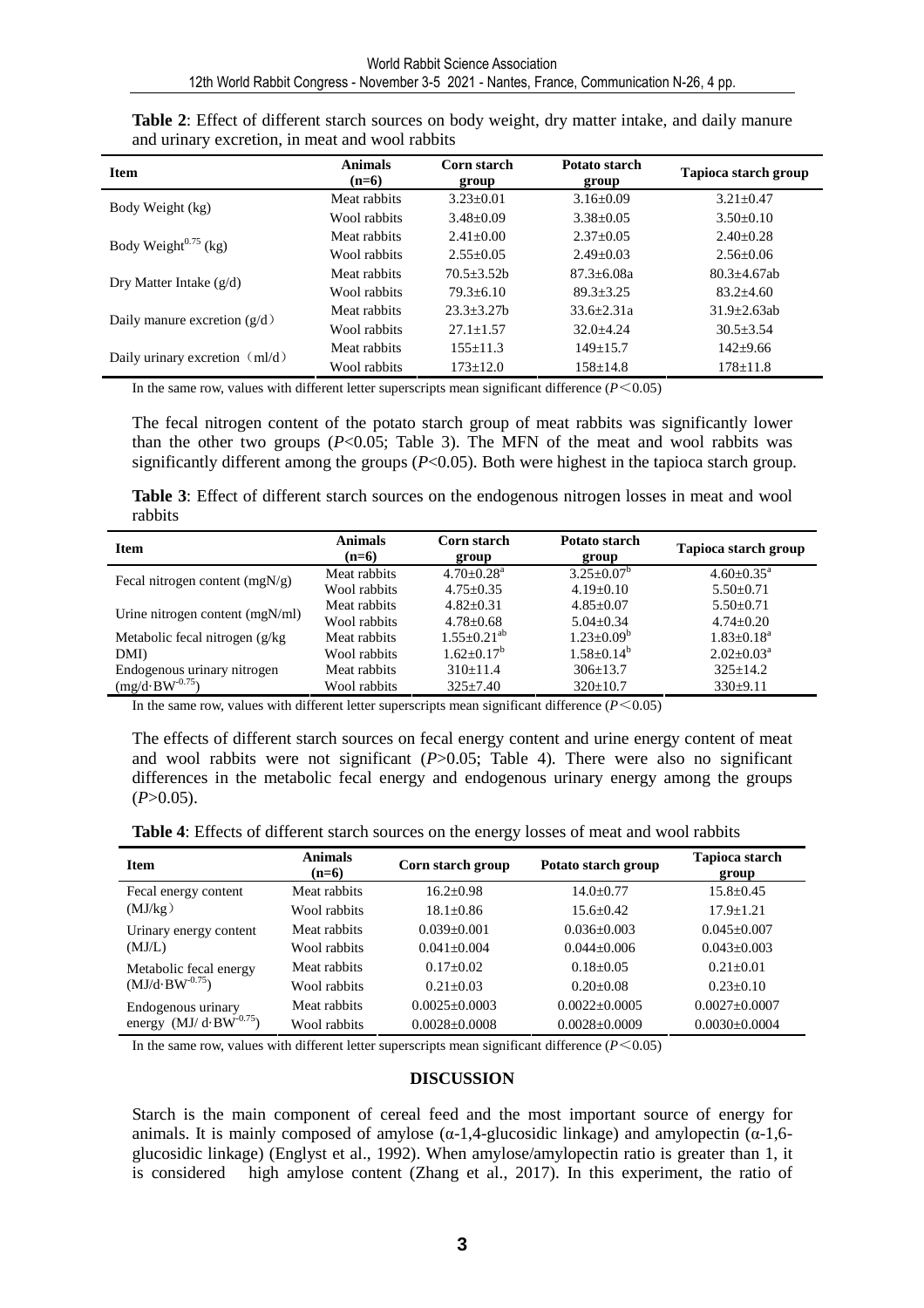**Table 2**: Effect of different starch sources on body weight, dry matter intake, and daily manure and urinary excretion, in meat and wool rabbits

| Item | Animals (n=6) | Corn starch group | Potato starch group | Tapioca starch group |
|---|---|---|---|---|
| Body Weight (kg) | Meat rabbits | 3.23±0.01 | 3.16±0.09 | 3.21±0.47 |
| | Wool rabbits | 3.48±0.09 | 3.38±0.05 | 3.50±0.10 |
| Body Weight$^{0.75}$ (kg) | Meat rabbits | 2.41±0.00 | 2.37±0.05 | 2.40±0.28 |
| | Wool rabbits | 2.55±0.05 | 2.49±0.03 | 2.56±0.06 |
| Dry Matter Intake (g/d) | Meat rabbits | 70.5±3.52b | 87.3±6.08a | 80.3±4.67ab |
| | Wool rabbits | 79.3±6.10 | 89.3±3.25 | 83.2±4.60 |
| Daily manure excretion (g/d） | Meat rabbits | 23.3±3.27b | 33.6±2.31a | 31.9±2.63ab |
| | Wool rabbits | 27.1±1.57 | 32.0±4.24 | 30.5±3.54 |
| Daily urinary excretion （ml/d） | Meat rabbits | 155±11.3 | 149±15.7 | 142±9.66 |
| | Wool rabbits | 173±12.0 | 158±14.8 | 178±11.8 |

In the same row, values with different letter superscripts mean significant difference ($P<0.05$)

The fecal nitrogen content of the potato starch group of meat rabbits was significantly lower than the other two groups ($P<0.05$; Table 3). The MFN of the meat and wool rabbits was significantly different among the groups ($P<0.05$). Both were highest in the tapioca starch group.

**Table 3**: Effect of different starch sources on the endogenous nitrogen losses in meat and wool rabbits

| Item | Animals (n=6) | Corn starch group | Potato starch group | Tapioca starch group |
|---|---|---|---|---|
| Fecal nitrogen content (mgN/g) | Meat rabbits | 4.70±0.28$^{a}$ | 3.25±0.07$^{b}$ | 4.60±0.35$^{a}$ |
| | Wool rabbits | 4.75±0.35 | 4.19±0.10 | 5.50±0.71 |
| Urine nitrogen content (mgN/ml) | Meat rabbits | 4.82±0.31 | 4.85±0.07 | 5.50±0.71 |
| | Wool rabbits | 4.78±0.68 | 5.04±0.34 | 4.74±0.20 |
| Metabolic fecal nitrogen (g/kg DMI) | Meat rabbits | 1.55±0.21$^{ab}$ | 1.23±0.09$^{b}$ | 1.83±0.18$^{a}$ |
| | Wool rabbits | 1.62±0.17$^{b}$ | 1.58±0.14$^{b}$ | 2.02±0.03$^{a}$ |
| Endogenous urinary nitrogen (mg/d·BW$^{-0.75}$) | Meat rabbits | 310±11.4 | 306±13.7 | 325±14.2 |
| | Wool rabbits | 325±7.40 | 320±10.7 | 330±9.11 |

In the same row, values with different letter superscripts mean significant difference ($P<0.05$)

The effects of different starch sources on fecal energy content and urine energy content of meat and wool rabbits were not significant ($P>0.05$; Table 4). There were also no significant differences in the metabolic fecal energy and endogenous urinary energy among the groups ($P>0.05$).

**Table 4**: Effects of different starch sources on the energy losses of meat and wool rabbits

| Item | Animals (n=6) | Corn starch group | Potato starch group | Tapioca starch group |
|---|---|---|---|---|
| Fecal energy content (MJ/kg） | Meat rabbits | 16.2±0.98 | 14.0±0.77 | 15.8±0.45 |
| | Wool rabbits | 18.1±0.86 | 15.6±0.42 | 17.9±1.21 |
| Urinary energy content (MJ/L) | Meat rabbits | 0.039±0.001 | 0.036±0.003 | 0.045±0.007 |
| | Wool rabbits | 0.041±0.004 | 0.044±0.006 | 0.043±0.003 |
| Metabolic fecal energy (MJ/d·BW$^{-0.75}$) | Meat rabbits | 0.17±0.02 | 0.18±0.05 | 0.21±0.01 |
| | Wool rabbits | 0.21±0.03 | 0.20±0.08 | 0.23±0.10 |
| Endogenous urinary energy (MJ/ d·BW$^{-0.75}$) | Meat rabbits | 0.0025±0.0003 | 0.0022±0.0005 | 0.0027±0.0007 |
| | Wool rabbits | 0.0028±0.0008 | 0.0028±0.0009 | 0.0030±0.0004 |

In the same row, values with different letter superscripts mean significant difference ($P<0.05$)

## DISCUSSION

Starch is the main component of cereal feed and the most important source of energy for animals. It is mainly composed of amylose (α-1,4-glucosidic linkage) and amylopectin (α-1,6-glucosidic linkage) (Englyst et al., 1992). When amylose/amylopectin ratio is greater than 1, it is considered high amylose content (Zhang et al., 2017). In this experiment, the ratio of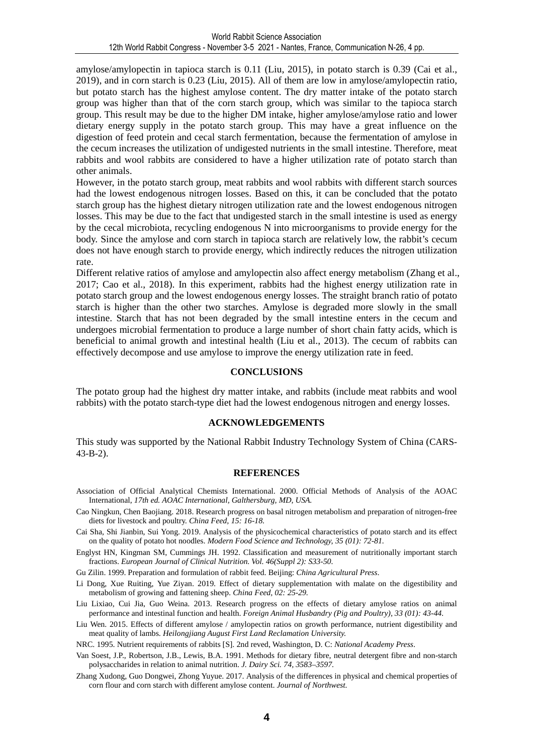amylose/amylopectin in tapioca starch is 0.11 (Liu, 2015), in potato starch is 0.39 (Cai et al., 2019), and in corn starch is 0.23 (Liu, 2015). All of them are low in amylose/amylopectin ratio, but potato starch has the highest amylose content. The dry matter intake of the potato starch group was higher than that of the corn starch group, which was similar to the tapioca starch group. This result may be due to the higher DM intake, higher amylose/amylose ratio and lower dietary energy supply in the potato starch group. This may have a great influence on the digestion of feed protein and cecal starch fermentation, because the fermentation of amylose in the cecum increases the utilization of undigested nutrients in the small intestine. Therefore, meat rabbits and wool rabbits are considered to have a higher utilization rate of potato starch than other animals.

However, in the potato starch group, meat rabbits and wool rabbits with different starch sources had the lowest endogenous nitrogen losses. Based on this, it can be concluded that the potato starch group has the highest dietary nitrogen utilization rate and the lowest endogenous nitrogen losses. This may be due to the fact that undigested starch in the small intestine is used as energy by the cecal microbiota, recycling endogenous N into microorganisms to provide energy for the body. Since the amylose and corn starch in tapioca starch are relatively low, the rabbit's cecum does not have enough starch to provide energy, which indirectly reduces the nitrogen utilization rate.

Different relative ratios of amylose and amylopectin also affect energy metabolism (Zhang et al., 2017; Cao et al., 2018). In this experiment, rabbits had the highest energy utilization rate in potato starch group and the lowest endogenous energy losses. The straight branch ratio of potato starch is higher than the other two starches. Amylose is degraded more slowly in the small intestine. Starch that has not been degraded by the small intestine enters in the cecum and undergoes microbial fermentation to produce a large number of short chain fatty acids, which is beneficial to animal growth and intestinal health (Liu et al., 2013). The cecum of rabbits can effectively decompose and use amylose to improve the energy utilization rate in feed.

## CONCLUSIONS

The potato group had the highest dry matter intake, and rabbits (include meat rabbits and wool rabbits) with the potato starch-type diet had the lowest endogenous nitrogen and energy losses.

## ACKNOWLEDGEMENTS

This study was supported by the National Rabbit Industry Technology System of China (CARS-43-B-2).

## REFERENCES

Association of Official Analytical Chemists International. 2000. Official Methods of Analysis of the AOAC International, *17th ed. AOAC International, Galthersburg, MD, USA.*

Cao Ningkun, Chen Baojiang. 2018. Research progress on basal nitrogen metabolism and preparation of nitrogen-free diets for livestock and poultry. *China Feed, 15: 16-18.*

Cai Sha, Shi Jianbin, Sui Yong. 2019. Analysis of the physicochemical characteristics of potato starch and its effect on the quality of potato hot noodles. *Modern Food Science and Technology, 35 (01): 72-81.*

Englyst HN, Kingman SM, Cummings JH. 1992. Classification and measurement of nutritionally important starch fractions. *European Journal of Clinical Nutrition. Vol. 46(Suppl 2): S33-50.*

Gu Zilin. 1999. Preparation and formulation of rabbit feed. Beijing: *China Agricultural Press*.

Li Dong, Xue Ruiting, Yue Ziyan. 2019. Effect of dietary supplementation with malate on the digestibility and metabolism of growing and fattening sheep. *China Feed, 02: 25-29.*

Liu Lixiao, Cui Jia, Guo Weina. 2013. Research progress on the effects of dietary amylose ratios on animal performance and intestinal function and health. *Foreign Animal Husbandry (Pig and Poultry), 33 (01): 43-44.*

Liu Wen. 2015. Effects of different amylose / amylopectin ratios on growth performance, nutrient digestibility and meat quality of lambs. *Heilongjiang August First Land Reclamation University.*

NRC. 1995. Nutrient requirements of rabbits [S]. 2nd reved, Washington, D. C: *National Academy Press*.

Van Soest, J.P., Robertson, J.B., Lewis, B.A. 1991. Methods for dietary fibre, neutral detergent fibre and non-starch polysaccharides in relation to animal nutrition. *J. Dairy Sci. 74, 3583–3597.*

Zhang Xudong, Guo Dongwei, Zhong Yuyue. 2017. Analysis of the differences in physical and chemical properties of corn flour and corn starch with different amylose content. *Journal of Northwest.*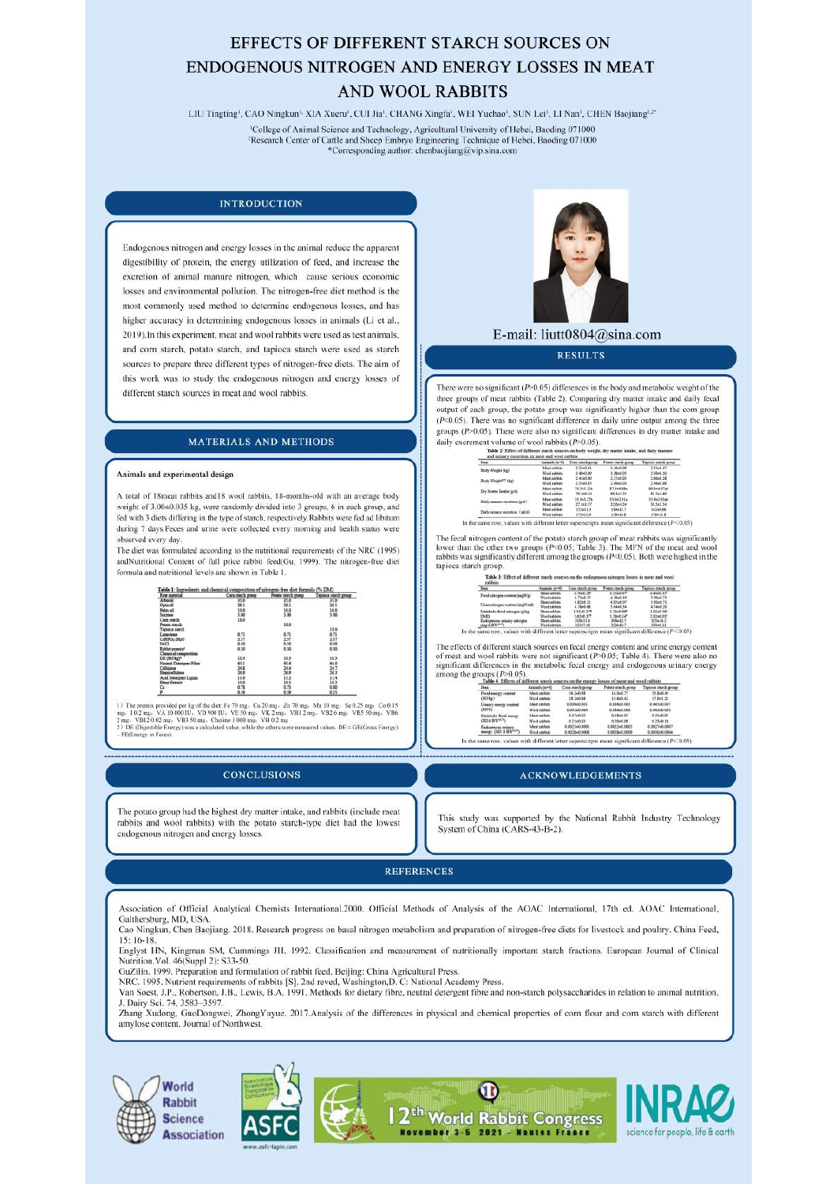# EFFECTS OF DIFFERENT STARCH SOURCES ON ENDOGENOUS NITROGEN AND ENERGY LOSSES IN MEAT AND WOOL RABBITS

LIU Tingting[1], CAO Ningkun[1], XIA Xueru[1], CUI Jia[1], CHANG Xingfa[1], WEI Yuchao[1], SUN Lei[1], LI Nan[1], CHEN Baojiang[1,2*]

[1]College of Animal Science and Technology, Agricultural University of Hebei, Baoding 071000
[2]Research Center of Cattle and Sheep Embryo Engineering Technique of Hebei, Baoding 071000
*Corresponding author: chenbaojiang@vip.sina.com

E-mail: liutt0804@sina.com

## INTRODUCTION

Endogenous nitrogen and energy losses in the animal reduce the apparent digestibility of protein, the energy utilization of feed, and increase the excretion of animal manure nitrogen, which cause serious economic losses and environmental pollution. The nitrogen-free diet method is the most commonly used method to determine endogenous losses, and has higher accuracy in determining endogenous losses in animals (Li et al., 2019).In this experiment, meat and wool rabbits were used as test animals, and corn starch, potato starch, and tapioca starch were used as starch sources to prepare three different types of nitrogen-free diets. The aim of this work was to study the endogenous nitrogen and energy losses of different starch sources in meat and wool rabbits.

## MATERIALS AND METHODS

### Animals and experimental design

A total of 18meat rabbits and18 wool rabbits, 18-months-old with an average body weight of 3.00±0.035 kg, were randomly divided into 3 groups, 6 in each group, and fed with 3 diets differing in the type of starch, respectively.Rabbits were fed ad libitum during 7 days.Feces and urine were collected every morning and health status were observed every day.

The diet was formulated according to the nutritional requirements of the NRC (1995) andNutritional Coment of full price rabbit feed(Gu, 1999). The nitrogen-free diet formula and nutritional levels are shown in Table 1.

Table 1: Ingredients and chemical composition of nitrogen-free diet formula (% DM)

| Raw material | Corn starch group | Potato starch group | Tapioca starch group |
|---|---|---|---|
| Alfalfa | 35.0 | 35.0 | 35.0 |
| Oyster | 26.1 | 26.1 | 26.1 |
| Palm oil | 10.0 | 10.0 | 10.0 |
| Sucrose | 5.00 | 5.00 | 5.00 |
| Corn starch | 18.0 | | |
| Potato starch | | 18.0 | |
| Tapioca starch | | | 18.0 |
| Limestone | 0.71 | 0.71 | 0.71 |
| $CaHPO_4 \cdot 2H_2O$ | 2.37 | 2.37 | 2.37 |
| NaCl | 0.30 | 0.30 | 0.30 |
| Rabbit premix[1] | 0.50 | 0.50 | 0.50 |
| Chemical composition | | | |
| DE (MJ/kg)[2] | 10.3 | 10.3 | 10.3 |
| Neutral Detergent Fiber | 40.1 | 40.6 | 41.0 |
| Cellulose | 24.8 | 24.4 | 24.7 |
| Hemicellulose | 26.6 | 26.9 | 26.3 |
| Acid Detergent Lignin | 11.0 | 11.2 | 11.4 |
| Ether Extract | 10.0 | 10.5 | 10.3 |
| Ca | 0.78 | 0.75 | 0.80 |
| P | 0.36 | 0.39 | 0.35 |

1) The premix provided per kg of the diet: Fe 70 mg, Cu 20 mg, Zn 70 mg, Mn 10 mg, Se 0.25 mg, Co 0.15 mg, I 0.2 mg, VA 10 000 IU, VD 900 IU, VE 50 mg, VK 2 mg, VB1 2 mg, VB2 6 mg, VB5 50 mg, VB6 2 mg, VB12 0.02 mg, VB3 50 mg, Choline 1 000 mg, VH 0.2 mg
2) DE (Digestible Energy) was a calculated value, while the others were measured values. DE = GE(Gross Energy) – FE(Energy in Feces)

## RESULTS

There were no significant ($P$>0.05) differences in the body and metabolic weight of the three groups of meat rabbits (Table 2). Comparing dry matter intake and daily fecal output of each group, the potato group was significantly higher than the corn group ($P$<0.05). There was no significant difference in daily urine output among the three groups ($P$>0.05). There were also no significant differences in dry matter intake and daily excrement volume of wool rabbits ($P$>0.05).

Table 2: Effect of different starch sources on body weight, dry matter intake, and daily manure and urinary excretion, in meat and wool rabbits

| Item | Animals (n=6) | Corn starch group | Potato starch group | Tapioca starch group |
|---|---|---|---|---|
| Body Weight (kg) | Meat rabbits | 3.31±0.31 | 3.36±0.09 | 3.23±0.47 |
| | Wool rabbits | 3.40±0.09 | 3.38±0.05 | 3.50±0.30 |
| Body Weight[0.75] (kg) | Meat rabbits | 2.41±0.30 | 2.37±0.05 | 2.40±0.28 |
| | Wool rabbits | 2.51±0.05 | 2.49±0.03 | 2.56±0.06 |
| Dry Matter Intake (g/d) | Meat rabbits | 70.3±5.12b | 87.3±6.08a | 80.5±4.07ab |
| | Wool rabbits | 79.3±8.10 | 89.8±5.53 | 81.3±1.48 |
| Daily manure excretion (g/d) | Meat rabbits | 25.3±3.27b | 33.6±2.51a | 31.9±2.53ab |
| | Wool rabbits | 27.1±1.37 | 32.0±4.24 | 31.2±1.34 |
| Daily urinary excretion (ml/d) | Meat rabbits | 155±11.5 | 169±11.7 | 162±8.08 |
| | Wool rabbits | 173±12.0 | 159±34.8 | 179±11.8 |

In the same row, values with different letter superscripts mean significant difference ($P$<0.05)

The fecal nitrogen content of the potato starch group of meat rabbits was significantly lower than the other two groups ($P$<0.05; Table 3). The MFN of the meat and wool rabbits was significantly different among the groups ($P$<0.05). Both were highest in the tapioca starch group.

Table 3: Effect of different starch sources on the endogenous nitrogen losses in meat and wool rabbits

| Item | Animals (n=6) | Corn starch group | Potato starch group | Tapioca starch group |
|---|---|---|---|---|
| Fecal nitrogen content (mg N/g) | Meat rabbits | 4.70±0.28a | 3.22±0.07b | 4.90±0.37a |
| | Wool rabbits | 4.75±0.35 | 4.30±0.10 | 5.50±0.71 |
| Urine nitrogen content (mg N/ml) | Meat rabbits | 1.82±0.21 | 4.03±0.07 | 3.50±0.71 |
| | Wool rabbits | 4.78±0.48 | 3.34±0.34 | 4.24±0.28 |
| Metabolic fecal nitrogen (g/kg DMI) | Meat rabbits | 1.93±0.21ab | 1.35±0.08b | 1.81±0.10a |
| | Wool rabbits | 1.62±0.17b | 1.58±0.14b | 2.32±0.03a |
| Endogenous urinary nitrogen (mg/d/BW[0.75]) | Meat rabbits | 350±11.8 | 308±33.7 | 325±14.2 |
| | Wool rabbits | 322±17.40 | 320±40.7 | 300±5.11 |

In the same row, values with different letter superscripts mean significant difference ($P$<0.05)

The effects of different starch sources on fecal energy content and urine energy content of meat and wool rabbits were not significant ($P$>0.05; Table 4). There were also no significant differences in the metabolic fecal energy and endogenous urinary energy among the groups ($P$>0.05).

Table 4: Effects of different starch sources on the energy losses of meat and wool rabbits

| Item | Animals (n=6) | Corn starch group | Potato starch group | Tapioca starch group |
|---|---|---|---|---|
| Fecal energy content (MJ/kg) | Meat rabbits | 16.3±0.98 | 14.0±0.77 | 15.8±0.40 |
| | Wool rabbits | 18.3±0.98 | 15.8±0.42 | 17.0±1.21 |
| Urinary energy content (MJ/L) | Meat rabbits | 0.038±0.001 | 0.036±0.003 | 0.042±0.007 |
| | Wool rabbits | 0.045±0.004 | 0.044±0.005 | 0.043±0.003 |
| Metabolic fecal energy (MJ/d/BW[0.75]) | Meat rabbits | 0.17±0.03 | 0.18±0.01 | 0.21±0.01 |
| | Wool rabbits | 0.23±0.03 | 0.20±0.01 | 0.25±0.01 |
| Endogenous urinary energy (MJ/d/BW[0.75]) | Meat rabbits | 0.0023±0.0003 | 0.0023±0.0005 | 0.0027±0.0007 |
| | Wool rabbits | 0.0028±0.0008 | 0.0028±0.0009 | 0.0030±0.0004 |

In the same row, values with different letter superscripts mean significant difference ($P$<0.05)

## CONCLUSIONS

The potato group had the highest dry matter intake, and rabbits (include meat rabbits and wool rabbits) with the potato starch-type diet had the lowest endogenous nitrogen and energy losses.

## ACKNOWLEDGEMENTS

This study was supported by the National Rabbit Industry Technology System of China (CARS-43-B-2).

## REFERENCES

Association of Official Analytical Chemists International.2000. Official Methods of Analysis of the AOAC International, 17th ed. AOAC International, Gaithersburg, MD, USA.

Cao Ningkun, Chen Baojiang. 2018. Research progress on basal nitrogen metabolism and preparation of nitrogen-free diets for livestock and poultry. China Feed, 15: 16-18.

Englyst HN, Kingman SM, Cummings JH. 1992. Classification and measurement of nutritionally important starch fractions. European Journal of Clinical Nutrition.Vol. 46(Suppl 2): S33-50.

GuZilin. 1999. Preparation and formulation of rabbit feed, Beijing: China Agricultural Press.

NRC. 1995. Nutrient requirements of rabbits [S]. 2nd revd, Washington,D. C: National Academy Press.

Van Soest, J.P., Robertson, J.B., Lewis, B.A. 1991. Methods for dietary fibre, neutral detergent fibre and non-starch polysaccharides in relation to animal nutrition. J. Dairy Sci. 74, 3583–3597.

Zhang Xudong, GuoDongwei, ZhongYuyue. 2017.Analysis of the differences in physical and chemical properties of corn flour and corn starch with different amylose content. Journal of Northwest.